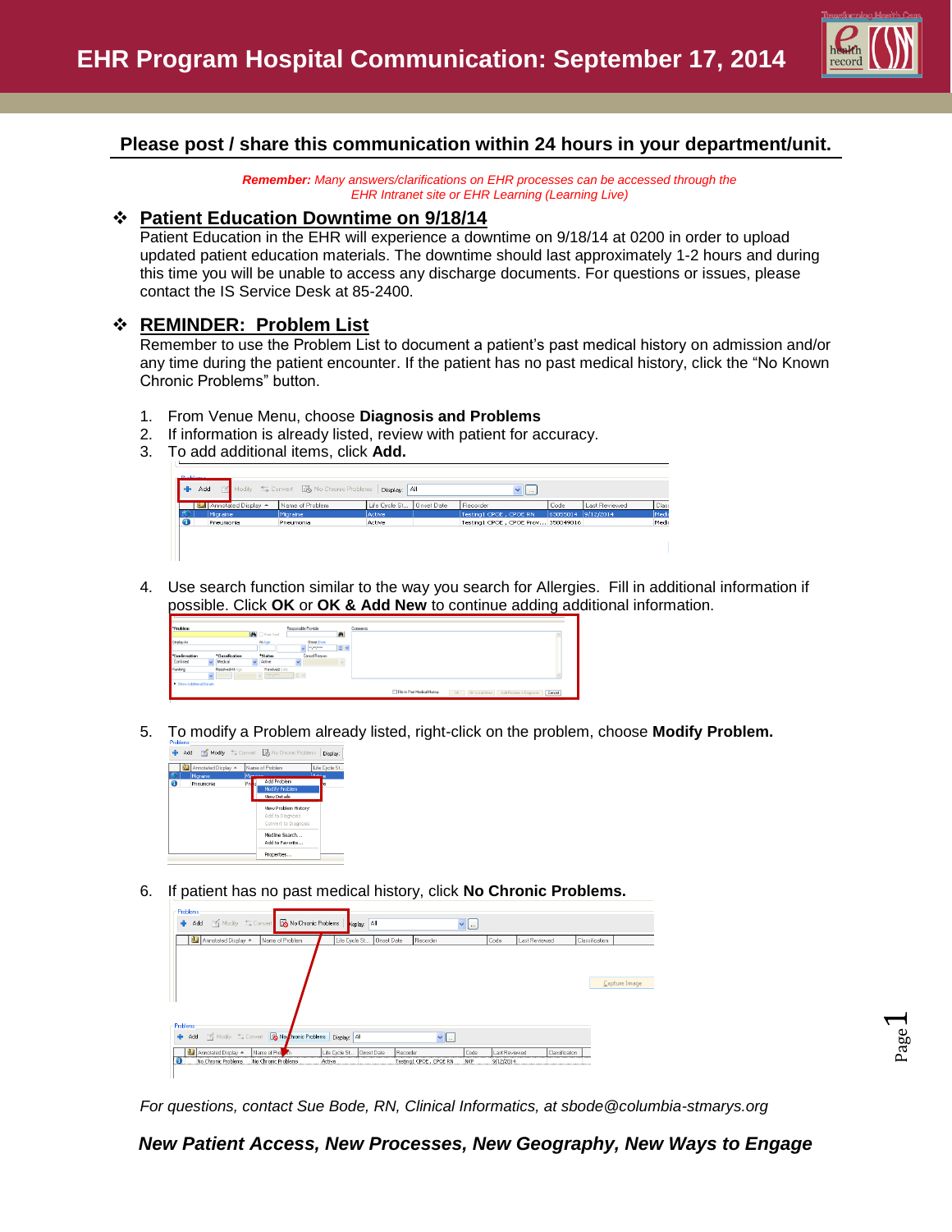# EHR Program Hospital Communication: September 17, 2014

**Please post / share this communication within 24 hours in your department/unit.**

***Remember:*** *Many answers/clarifications on EHR processes can be accessed through the EHR Intranet site or EHR Learning (Learning Live)*

## Patient Education Downtime on 9/18/14

Patient Education in the EHR will experience a downtime on 9/18/14 at 0200 in order to upload updated patient education materials. The downtime should last approximately 1-2 hours and during this time you will be unable to access any discharge documents. For questions or issues, please contact the IS Service Desk at 85-2400.

## REMINDER: Problem List

Remember to use the Problem List to document a patient's past medical history on admission and/or any time during the patient encounter. If the patient has no past medical history, click the "No Known Chronic Problems" button.

1. From Venue Menu, choose **Diagnosis and Problems**
2. If information is already listed, review with patient for accuracy.
3. To add additional items, click **Add.**
4. Use search function similar to the way you search for Allergies. Fill in additional information if possible. Click **OK** or **OK & Add New** to continue adding additional information.
5. To modify a Problem already listed, right-click on the problem, choose **Modify Problem.**
6. If patient has no past medical history, click **No Chronic Problems.**

*For questions, contact Sue Bode, RN, Clinical Informatics, at sbode@columbia-stmarys.org*

***New Patient Access, New Processes, New Geography, New Ways to Engage***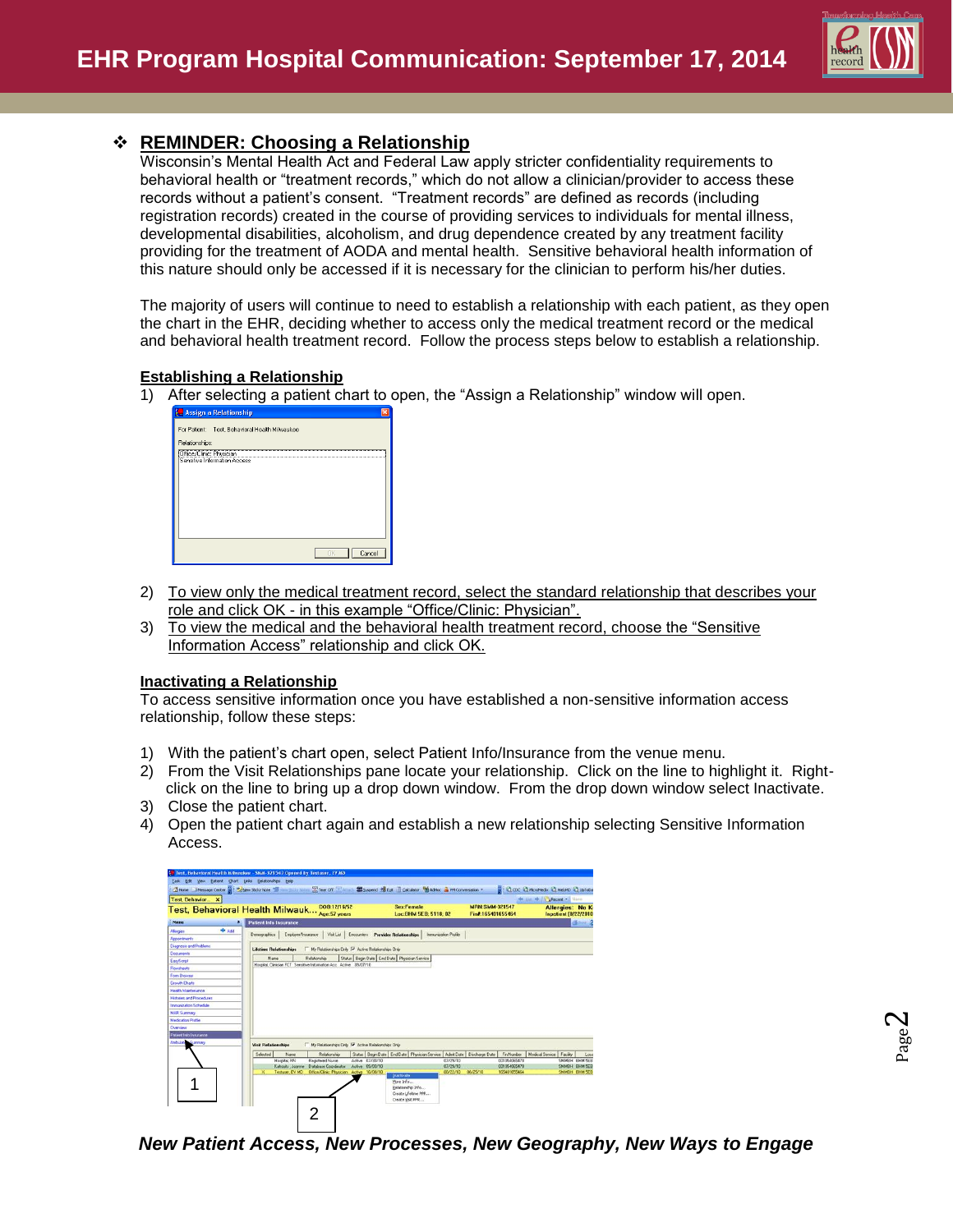# EHR Program Hospital Communication: September 17, 2014

## ❖ REMINDER: Choosing a Relationship

Wisconsin's Mental Health Act and Federal Law apply stricter confidentiality requirements to behavioral health or "treatment records," which do not allow a clinician/provider to access these records without a patient's consent. "Treatment records" are defined as records (including registration records) created in the course of providing services to individuals for mental illness, developmental disabilities, alcoholism, and drug dependence created by any treatment facility providing for the treatment of AODA and mental health. Sensitive behavioral health information of this nature should only be accessed if it is necessary for the clinician to perform his/her duties.

The majority of users will continue to need to establish a relationship with each patient, as they open the chart in the EHR, deciding whether to access only the medical treatment record or the medical and behavioral health treatment record. Follow the process steps below to establish a relationship.

### Establishing a Relationship

1) After selecting a patient chart to open, the "Assign a Relationship" window will open.

2) To view only the medical treatment record, select the standard relationship that describes your role and click OK - in this example "Office/Clinic: Physician".
3) To view the medical and the behavioral health treatment record, choose the "Sensitive Information Access" relationship and click OK.

### Inactivating a Relationship

To access sensitive information once you have established a non-sensitive information access relationship, follow these steps:

1) With the patient's chart open, select Patient Info/Insurance from the venue menu.
2) From the Visit Relationships pane locate your relationship. Click on the line to highlight it. Right-click on the line to bring up a drop down window. From the drop down window select Inactivate.
3) Close the patient chart.
4) Open the patient chart again and establish a new relationship selecting Sensitive Information Access.

*New Patient Access, New Processes, New Geography, New Ways to Engage*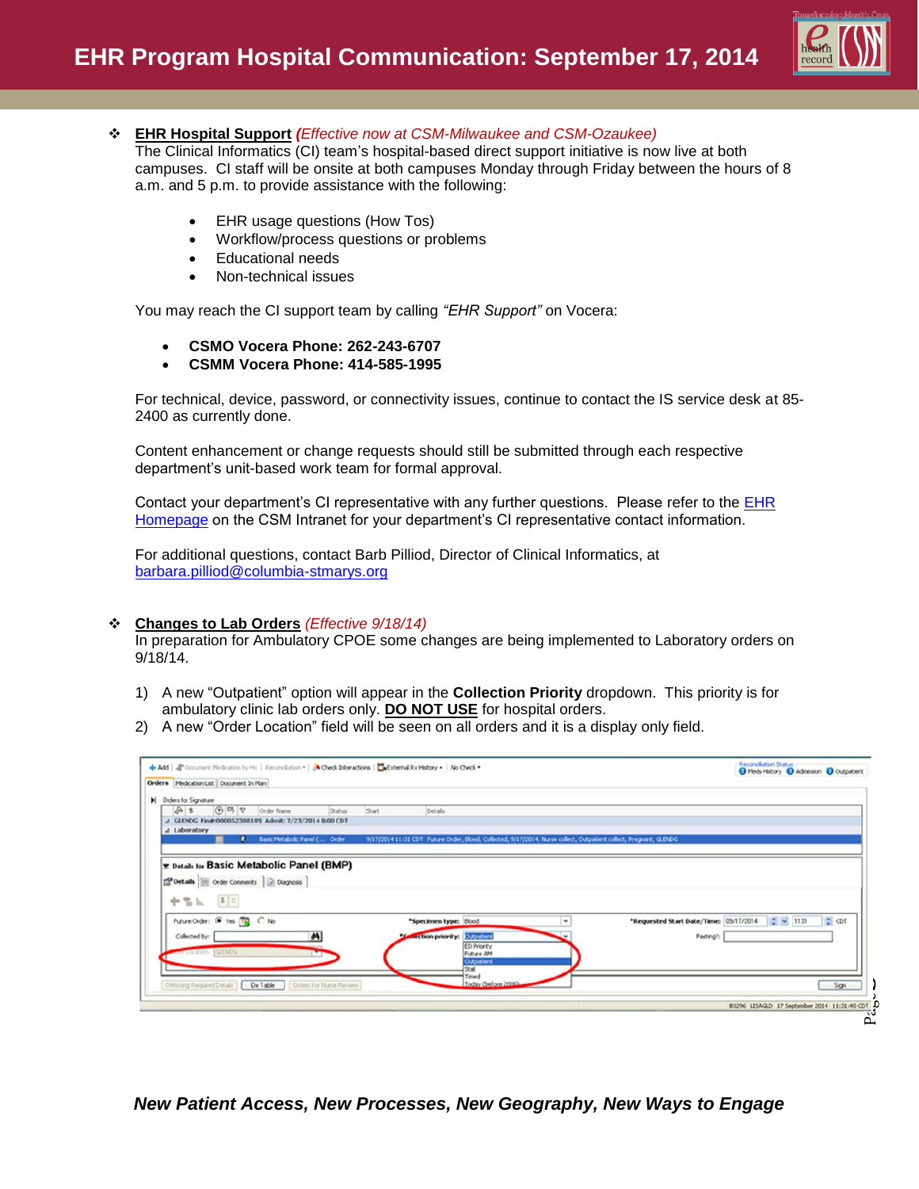# EHR Program Hospital Communication: September 17, 2014

- **EHR Hospital Support** *(Effective now at CSM-Milwaukee and CSM-Ozaukee)*
  The Clinical Informatics (CI) team's hospital-based direct support initiative is now live at both campuses. CI staff will be onsite at both campuses Monday through Friday between the hours of 8 a.m. and 5 p.m. to provide assistance with the following:

  - EHR usage questions (How Tos)
  - Workflow/process questions or problems
  - Educational needs
  - Non-technical issues

  You may reach the CI support team by calling *"EHR Support"* on Vocera:

  - **CSMO Vocera Phone: 262-243-6707**
  - **CSMM Vocera Phone: 414-585-1995**

  For technical, device, password, or connectivity issues, continue to contact the IS service desk at 85-2400 as currently done.

  Content enhancement or change requests should still be submitted through each respective department's unit-based work team for formal approval.

  Contact your department's CI representative with any further questions. Please refer to the EHR Homepage on the CSM Intranet for your department's CI representative contact information.

  For additional questions, contact Barb Pilliod, Director of Clinical Informatics, at barbara.pilliod@columbia-stmarys.org

- **Changes to Lab Orders** *(Effective 9/18/14)*
  In preparation for Ambulatory CPOE some changes are being implemented to Laboratory orders on 9/18/14.

  1) A new "Outpatient" option will appear in the **Collection Priority** dropdown. This priority is for ambulatory clinic lab orders only. **DO NOT USE** for hospital orders.
  2) A new "Order Location" field will be seen on all orders and it is a display only field.

*New Patient Access, New Processes, New Geography, New Ways to Engage*